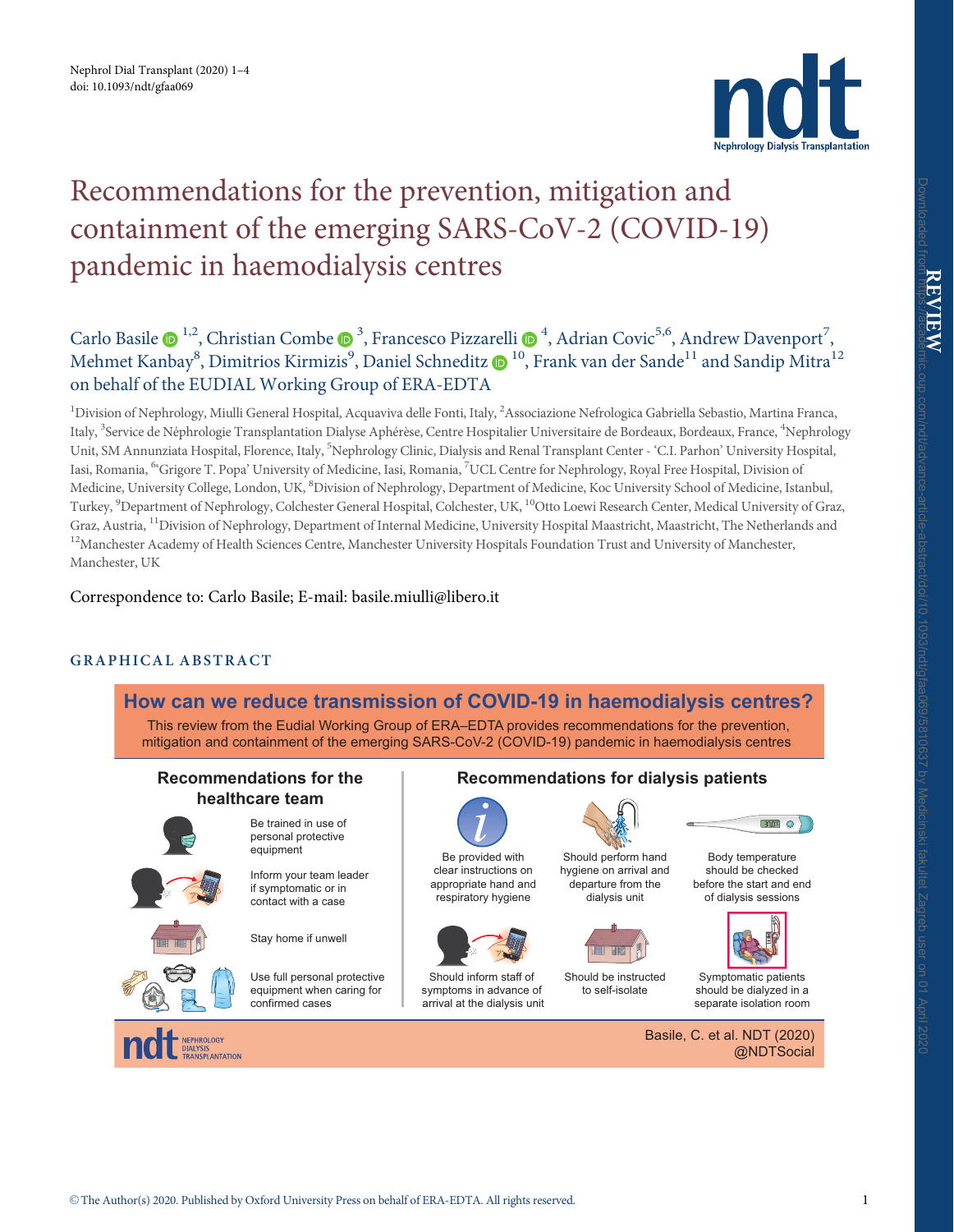# Recommendations for the prevention, mitigation and containment of the emerging SARS-CoV-2 (COVID-19) pandemic in haemodialysis centres

Carlo Basile[1,2], Christian Combe[3], Francesco Pizzarelli[4], Adrian Covic[5,6], Andrew Davenport[7], Mehmet Kanbay[8], Dimitrios Kirmizis[9], Daniel Schneditz[10], Frank van der Sande[11] and Sandip Mitra[12] on behalf of the EUDIAL Working Group of ERA-EDTA

[1]Division of Nephrology, Miulli General Hospital, Acquaviva delle Fonti, Italy, [2]Associazione Nefrologica Gabriella Sebastio, Martina Franca, Italy, [3]Service de Néphrologie Transplantation Dialyse Aphérèse, Centre Hospitalier Universitaire de Bordeaux, Bordeaux, France, [4]Nephrology Unit, SM Annunziata Hospital, Florence, Italy, [5]Nephrology Clinic, Dialysis and Renal Transplant Center - 'C.I. Parhon' University Hospital, Iasi, Romania, [6]'Grigore T. Popa' University of Medicine, Iasi, Romania, [7]UCL Centre for Nephrology, Royal Free Hospital, Division of Medicine, University College, London, UK, [8]Division of Nephrology, Department of Medicine, Koc University School of Medicine, Istanbul, Turkey, [9]Department of Nephrology, Colchester General Hospital, Colchester, UK, [10]Otto Loewi Research Center, Medical University of Graz, Graz, Austria, [11]Division of Nephrology, Department of Internal Medicine, University Hospital Maastricht, Maastricht, The Netherlands and [12]Manchester Academy of Health Sciences Centre, Manchester University Hospitals Foundation Trust and University of Manchester, Manchester, UK

Correspondence to: Carlo Basile; E-mail: basile.miulli@libero.it

## GRAPHICAL ABSTRACT

**How can we reduce transmission of COVID-19 in haemodialysis centres?**

This review from the Eudial Working Group of ERA–EDTA provides recommendations for the prevention, mitigation and containment of the emerging SARS-CoV-2 (COVID-19) pandemic in haemodialysis centres

**Recommendations for the healthcare team**

- Be trained in use of personal protective equipment
- Inform your team leader if symptomatic or in contact with a case
- Stay home if unwell
- Use full personal protective equipment when caring for confirmed cases

**Recommendations for dialysis patients**

- Be provided with clear instructions on appropriate hand and respiratory hygiene
- Should perform hand hygiene on arrival and departure from the dialysis unit
- Body temperature should be checked before the start and end of dialysis sessions
- Should inform staff of symptoms in advance of arrival at the dialysis unit
- Should be instructed to self-isolate
- Symptomatic patients should be dialyzed in a separate isolation room

Basile, C. et al. NDT (2020) @NDTSocial

© The Author(s) 2020. Published by Oxford University Press on behalf of ERA-EDTA. All rights reserved.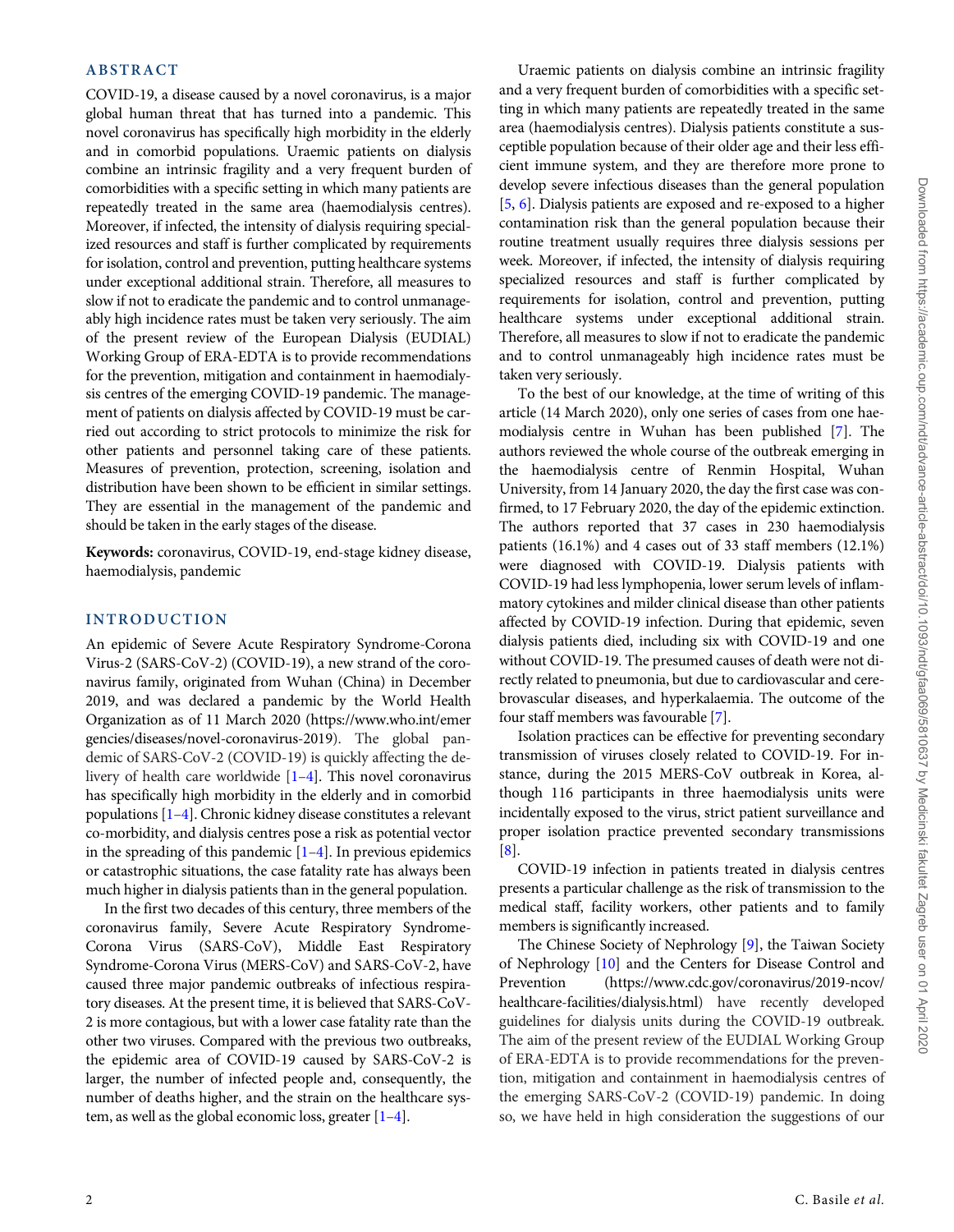## ABSTRACT

COVID-19, a disease caused by a novel coronavirus, is a major global human threat that has turned into a pandemic. This novel coronavirus has specifically high morbidity in the elderly and in comorbid populations. Uraemic patients on dialysis combine an intrinsic fragility and a very frequent burden of comorbidities with a specific setting in which many patients are repeatedly treated in the same area (haemodialysis centres). Moreover, if infected, the intensity of dialysis requiring specialized resources and staff is further complicated by requirements for isolation, control and prevention, putting healthcare systems under exceptional additional strain. Therefore, all measures to slow if not to eradicate the pandemic and to control unmanageably high incidence rates must be taken very seriously. The aim of the present review of the European Dialysis (EUDIAL) Working Group of ERA-EDTA is to provide recommendations for the prevention, mitigation and containment in haemodialysis centres of the emerging COVID-19 pandemic. The management of patients on dialysis affected by COVID-19 must be carried out according to strict protocols to minimize the risk for other patients and personnel taking care of these patients. Measures of prevention, protection, screening, isolation and distribution have been shown to be efficient in similar settings. They are essential in the management of the pandemic and should be taken in the early stages of the disease.

**Keywords:** coronavirus, COVID-19, end-stage kidney disease, haemodialysis, pandemic

## INTRODUCTION

An epidemic of Severe Acute Respiratory Syndrome-Corona Virus-2 (SARS-CoV-2) (COVID-19), a new strand of the coronavirus family, originated from Wuhan (China) in December 2019, and was declared a pandemic by the World Health Organization as of 11 March 2020 (https://www.who.int/emergencies/diseases/novel-coronavirus-2019). The global pandemic of SARS-CoV-2 (COVID-19) is quickly affecting the delivery of health care worldwide [1–4]. This novel coronavirus has specifically high morbidity in the elderly and in comorbid populations [1–4]. Chronic kidney disease constitutes a relevant co-morbidity, and dialysis centres pose a risk as potential vector in the spreading of this pandemic [1–4]. In previous epidemics or catastrophic situations, the case fatality rate has always been much higher in dialysis patients than in the general population.

In the first two decades of this century, three members of the coronavirus family, Severe Acute Respiratory Syndrome-Corona Virus (SARS-CoV), Middle East Respiratory Syndrome-Corona Virus (MERS-CoV) and SARS-CoV-2, have caused three major pandemic outbreaks of infectious respiratory diseases. At the present time, it is believed that SARS-CoV-2 is more contagious, but with a lower case fatality rate than the other two viruses. Compared with the previous two outbreaks, the epidemic area of COVID-19 caused by SARS-CoV-2 is larger, the number of infected people and, consequently, the number of deaths higher, and the strain on the healthcare system, as well as the global economic loss, greater [1–4].

Uraemic patients on dialysis combine an intrinsic fragility and a very frequent burden of comorbidities with a specific setting in which many patients are repeatedly treated in the same area (haemodialysis centres). Dialysis patients constitute a susceptible population because of their older age and their less efficient immune system, and they are therefore more prone to develop severe infectious diseases than the general population [5, 6]. Dialysis patients are exposed and re-exposed to a higher contamination risk than the general population because their routine treatment usually requires three dialysis sessions per week. Moreover, if infected, the intensity of dialysis requiring specialized resources and staff is further complicated by requirements for isolation, control and prevention, putting healthcare systems under exceptional additional strain. Therefore, all measures to slow if not to eradicate the pandemic and to control unmanageably high incidence rates must be taken very seriously.

To the best of our knowledge, at the time of writing of this article (14 March 2020), only one series of cases from one haemodialysis centre in Wuhan has been published [7]. The authors reviewed the whole course of the outbreak emerging in the haemodialysis centre of Renmin Hospital, Wuhan University, from 14 January 2020, the day the first case was confirmed, to 17 February 2020, the day of the epidemic extinction. The authors reported that 37 cases in 230 haemodialysis patients (16.1%) and 4 cases out of 33 staff members (12.1%) were diagnosed with COVID-19. Dialysis patients with COVID-19 had less lymphopenia, lower serum levels of inflammatory cytokines and milder clinical disease than other patients affected by COVID-19 infection. During that epidemic, seven dialysis patients died, including six with COVID-19 and one without COVID-19. The presumed causes of death were not directly related to pneumonia, but due to cardiovascular and cerebrovascular diseases, and hyperkalaemia. The outcome of the four staff members was favourable [7].

Isolation practices can be effective for preventing secondary transmission of viruses closely related to COVID-19. For instance, during the 2015 MERS-CoV outbreak in Korea, although 116 participants in three haemodialysis units were incidentally exposed to the virus, strict patient surveillance and proper isolation practice prevented secondary transmissions [8].

COVID-19 infection in patients treated in dialysis centres presents a particular challenge as the risk of transmission to the medical staff, facility workers, other patients and to family members is significantly increased.

The Chinese Society of Nephrology [9], the Taiwan Society of Nephrology [10] and the Centers for Disease Control and Prevention (https://www.cdc.gov/coronavirus/2019-ncov/healthcare-facilities/dialysis.html) have recently developed guidelines for dialysis units during the COVID-19 outbreak. The aim of the present review of the EUDIAL Working Group of ERA-EDTA is to provide recommendations for the prevention, mitigation and containment in haemodialysis centres of the emerging SARS-CoV-2 (COVID-19) pandemic. In doing so, we have held in high consideration the suggestions of our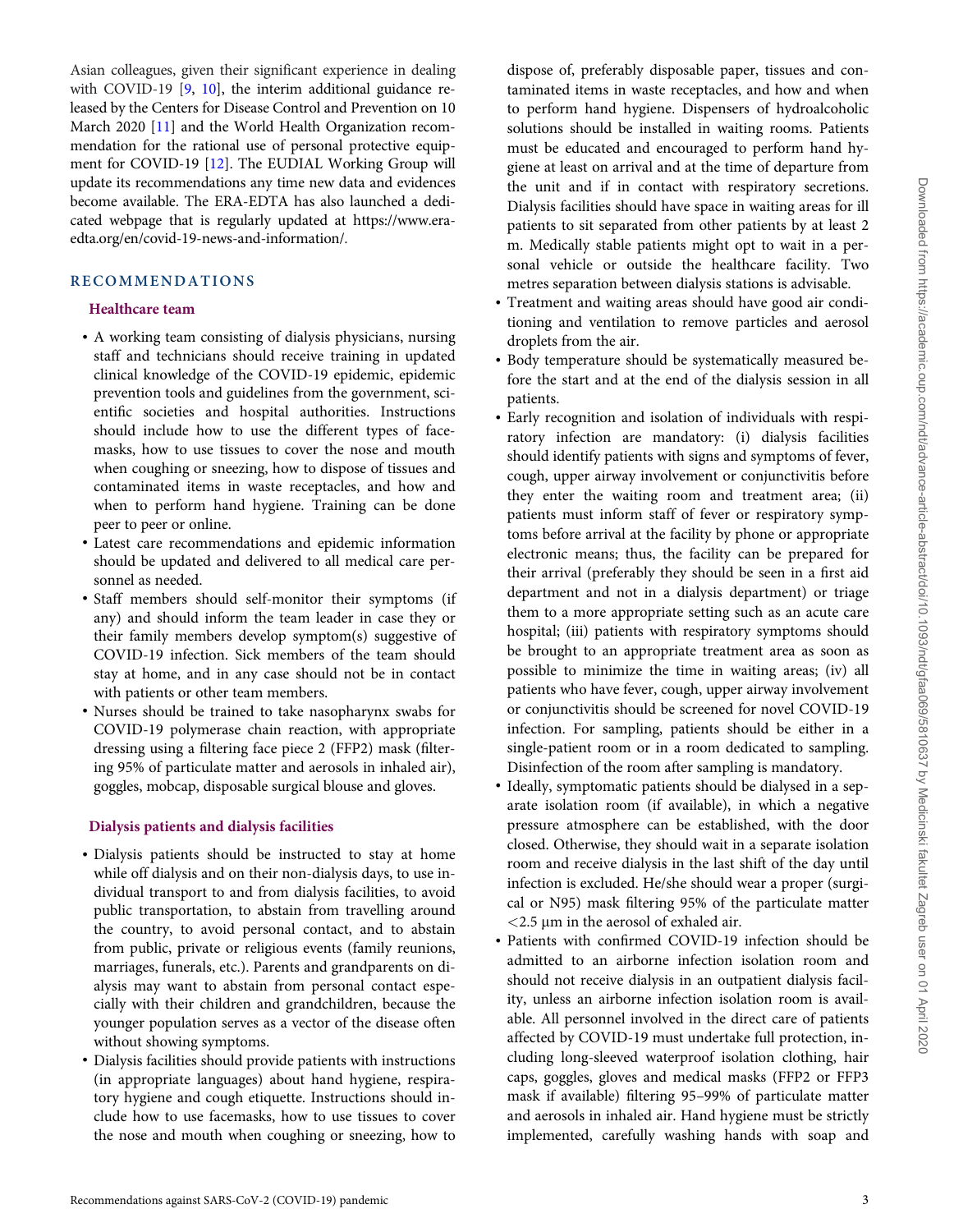Asian colleagues, given their significant experience in dealing with COVID-19 [9, 10], the interim additional guidance released by the Centers for Disease Control and Prevention on 10 March 2020 [11] and the World Health Organization recommendation for the rational use of personal protective equipment for COVID-19 [12]. The EUDIAL Working Group will update its recommendations any time new data and evidences become available. The ERA-EDTA has also launched a dedicated webpage that is regularly updated at https://www.era-edta.org/en/covid-19-news-and-information/.

## RECOMMENDATIONS

### Healthcare team

- A working team consisting of dialysis physicians, nursing staff and technicians should receive training in updated clinical knowledge of the COVID-19 epidemic, epidemic prevention tools and guidelines from the government, scientific societies and hospital authorities. Instructions should include how to use the different types of facemasks, how to use tissues to cover the nose and mouth when coughing or sneezing, how to dispose of tissues and contaminated items in waste receptacles, and how and when to perform hand hygiene. Training can be done peer to peer or online.
- Latest care recommendations and epidemic information should be updated and delivered to all medical care personnel as needed.
- Staff members should self-monitor their symptoms (if any) and should inform the team leader in case they or their family members develop symptom(s) suggestive of COVID-19 infection. Sick members of the team should stay at home, and in any case should not be in contact with patients or other team members.
- Nurses should be trained to take nasopharynx swabs for COVID-19 polymerase chain reaction, with appropriate dressing using a filtering face piece 2 (FFP2) mask (filtering 95% of particulate matter and aerosols in inhaled air), goggles, mobcap, disposable surgical blouse and gloves.

### Dialysis patients and dialysis facilities

- Dialysis patients should be instructed to stay at home while off dialysis and on their non-dialysis days, to use individual transport to and from dialysis facilities, to avoid public transportation, to abstain from travelling around the country, to avoid personal contact, and to abstain from public, private or religious events (family reunions, marriages, funerals, etc.). Parents and grandparents on dialysis may want to abstain from personal contact especially with their children and grandchildren, because the younger population serves as a vector of the disease often without showing symptoms.
- Dialysis facilities should provide patients with instructions (in appropriate languages) about hand hygiene, respiratory hygiene and cough etiquette. Instructions should include how to use facemasks, how to use tissues to cover the nose and mouth when coughing or sneezing, how to dispose of, preferably disposable paper, tissues and contaminated items in waste receptacles, and how and when to perform hand hygiene. Dispensers of hydroalcoholic solutions should be installed in waiting rooms. Patients must be educated and encouraged to perform hand hygiene at least on arrival and at the time of departure from the unit and if in contact with respiratory secretions. Dialysis facilities should have space in waiting areas for ill patients to sit separated from other patients by at least 2 m. Medically stable patients might opt to wait in a personal vehicle or outside the healthcare facility. Two metres separation between dialysis stations is advisable.
- Treatment and waiting areas should have good air conditioning and ventilation to remove particles and aerosol droplets from the air.
- Body temperature should be systematically measured before the start and at the end of the dialysis session in all patients.
- Early recognition and isolation of individuals with respiratory infection are mandatory: (i) dialysis facilities should identify patients with signs and symptoms of fever, cough, upper airway involvement or conjunctivitis before they enter the waiting room and treatment area; (ii) patients must inform staff of fever or respiratory symptoms before arrival at the facility by phone or appropriate electronic means; thus, the facility can be prepared for their arrival (preferably they should be seen in a first aid department and not in a dialysis department) or triage them to a more appropriate setting such as an acute care hospital; (iii) patients with respiratory symptoms should be brought to an appropriate treatment area as soon as possible to minimize the time in waiting areas; (iv) all patients who have fever, cough, upper airway involvement or conjunctivitis should be screened for novel COVID-19 infection. For sampling, patients should be either in a single-patient room or in a room dedicated to sampling. Disinfection of the room after sampling is mandatory.
- Ideally, symptomatic patients should be dialysed in a separate isolation room (if available), in which a negative pressure atmosphere can be established, with the door closed. Otherwise, they should wait in a separate isolation room and receive dialysis in the last shift of the day until infection is excluded. He/she should wear a proper (surgical or N95) mask filtering 95% of the particulate matter <2.5 μm in the aerosol of exhaled air.
- Patients with confirmed COVID-19 infection should be admitted to an airborne infection isolation room and should not receive dialysis in an outpatient dialysis facility, unless an airborne infection isolation room is available. All personnel involved in the direct care of patients affected by COVID-19 must undertake full protection, including long-sleeved waterproof isolation clothing, hair caps, goggles, gloves and medical masks (FFP2 or FFP3 mask if available) filtering 95–99% of particulate matter and aerosols in inhaled air. Hand hygiene must be strictly implemented, carefully washing hands with soap and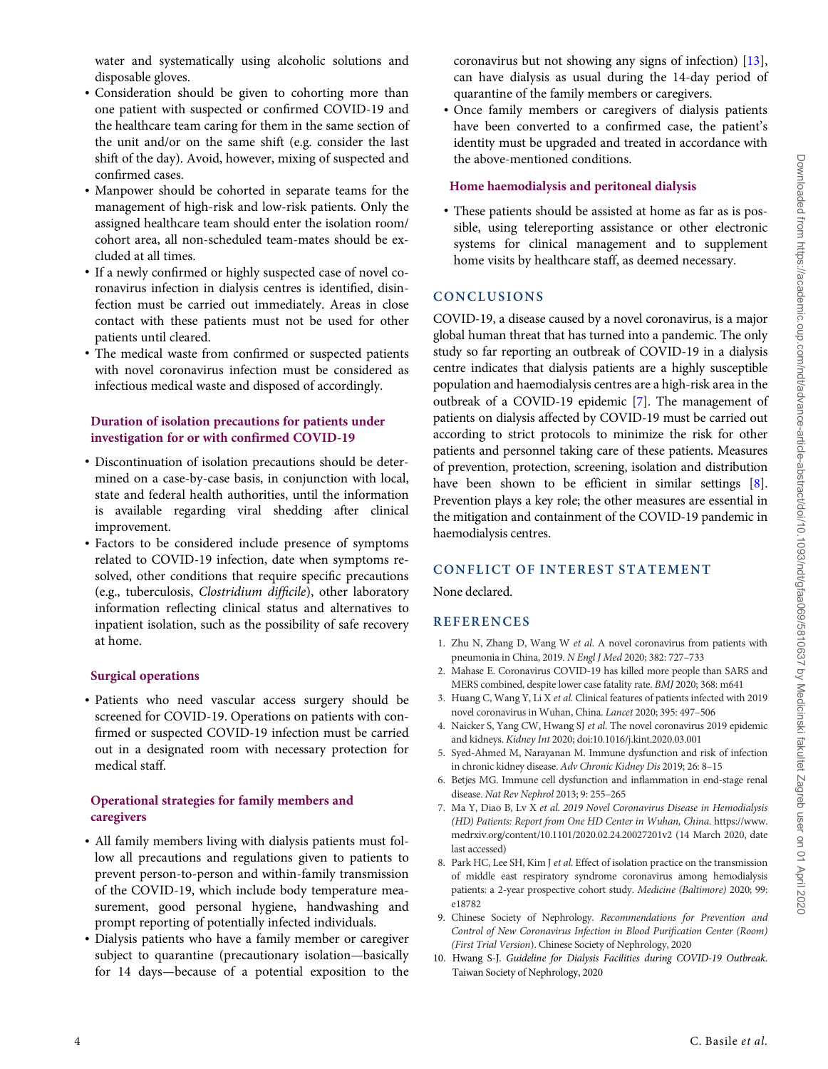water and systematically using alcoholic solutions and disposable gloves.

- Consideration should be given to cohorting more than one patient with suspected or confirmed COVID-19 and the healthcare team caring for them in the same section of the unit and/or on the same shift (e.g. consider the last shift of the day). Avoid, however, mixing of suspected and confirmed cases.
- Manpower should be cohorted in separate teams for the management of high-risk and low-risk patients. Only the assigned healthcare team should enter the isolation room/cohort area, all non-scheduled team-mates should be excluded at all times.
- If a newly confirmed or highly suspected case of novel coronavirus infection in dialysis centres is identified, disinfection must be carried out immediately. Areas in close contact with these patients must not be used for other patients until cleared.
- The medical waste from confirmed or suspected patients with novel coronavirus infection must be considered as infectious medical waste and disposed of accordingly.

### Duration of isolation precautions for patients under investigation for or with confirmed COVID-19

- Discontinuation of isolation precautions should be determined on a case-by-case basis, in conjunction with local, state and federal health authorities, until the information is available regarding viral shedding after clinical improvement.
- Factors to be considered include presence of symptoms related to COVID-19 infection, date when symptoms resolved, other conditions that require specific precautions (e.g., tuberculosis, *Clostridium difficile*), other laboratory information reflecting clinical status and alternatives to inpatient isolation, such as the possibility of safe recovery at home.

### Surgical operations

- Patients who need vascular access surgery should be screened for COVID-19. Operations on patients with confirmed or suspected COVID-19 infection must be carried out in a designated room with necessary protection for medical staff.

### Operational strategies for family members and caregivers

- All family members living with dialysis patients must follow all precautions and regulations given to patients to prevent person-to-person and within-family transmission of the COVID-19, which include body temperature measurement, good personal hygiene, handwashing and prompt reporting of potentially infected individuals.
- Dialysis patients who have a family member or caregiver subject to quarantine (precautionary isolation—basically for 14 days—because of a potential exposition to the coronavirus but not showing any signs of infection) [13], can have dialysis as usual during the 14-day period of quarantine of the family members or caregivers.
- Once family members or caregivers of dialysis patients have been converted to a confirmed case, the patient's identity must be upgraded and treated in accordance with the above-mentioned conditions.

### Home haemodialysis and peritoneal dialysis

- These patients should be assisted at home as far as is possible, using telereporting assistance or other electronic systems for clinical management and to supplement home visits by healthcare staff, as deemed necessary.

## CONCLUSIONS

COVID-19, a disease caused by a novel coronavirus, is a major global human threat that has turned into a pandemic. The only study so far reporting an outbreak of COVID-19 in a dialysis centre indicates that dialysis patients are a highly susceptible population and haemodialysis centres are a high-risk area in the outbreak of a COVID-19 epidemic [7]. The management of patients on dialysis affected by COVID-19 must be carried out according to strict protocols to minimize the risk for other patients and personnel taking care of these patients. Measures of prevention, protection, screening, isolation and distribution have been shown to be efficient in similar settings [8]. Prevention plays a key role; the other measures are essential in the mitigation and containment of the COVID-19 pandemic in haemodialysis centres.

## CONFLICT OF INTEREST STATEMENT

None declared.

## REFERENCES

1. Zhu N, Zhang D, Wang W *et al*. A novel coronavirus from patients with pneumonia in China, 2019. *N Engl J Med* 2020; 382: 727–733
2. Mahase E. Coronavirus COVID-19 has killed more people than SARS and MERS combined, despite lower case fatality rate. *BMJ* 2020; 368: m641
3. Huang C, Wang Y, Li X *et al*. Clinical features of patients infected with 2019 novel coronavirus in Wuhan, China. *Lancet* 2020; 395: 497–506
4. Naicker S, Yang CW, Hwang SJ *et al*. The novel coronavirus 2019 epidemic and kidneys. *Kidney Int* 2020; doi:10.1016/j.kint.2020.03.001
5. Syed-Ahmed M, Narayanan M. Immune dysfunction and risk of infection in chronic kidney disease. *Adv Chronic Kidney Dis* 2019; 26: 8–15
6. Betjes MG. Immune cell dysfunction and inflammation in end-stage renal disease. *Nat Rev Nephrol* 2013; 9: 255–265
7. Ma Y, Diao B, Lv X *et al*. *2019 Novel Coronavirus Disease in Hemodialysis (HD) Patients: Report from One HD Center in Wuhan, China*. https://www.medrxiv.org/content/10.1101/2020.02.24.20027201v2 (14 March 2020, date last accessed)
8. Park HC, Lee SH, Kim J *et al*. Effect of isolation practice on the transmission of middle east respiratory syndrome coronavirus among hemodialysis patients: a 2-year prospective cohort study. *Medicine (Baltimore)* 2020; 99: e18782
9. Chinese Society of Nephrology. *Recommendations for Prevention and Control of New Coronavirus Infection in Blood Purification Center (Room) (First Trial Version)*. Chinese Society of Nephrology, 2020
10. Hwang S-J. *Guideline for Dialysis Facilities during COVID-19 Outbreak*. Taiwan Society of Nephrology, 2020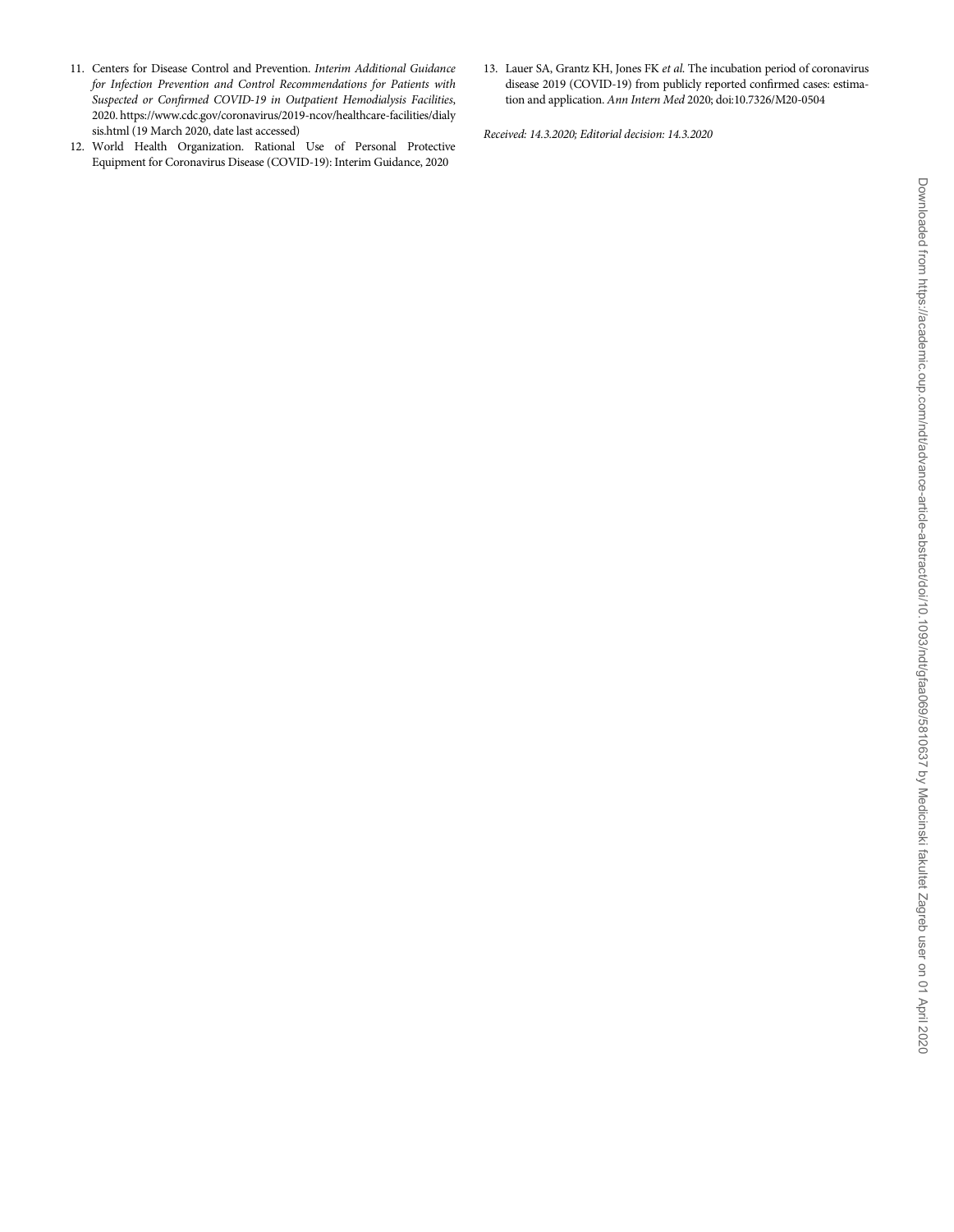11. Centers for Disease Control and Prevention. *Interim Additional Guidance for Infection Prevention and Control Recommendations for Patients with Suspected or Confirmed COVID-19 in Outpatient Hemodialysis Facilities*, 2020. https://www.cdc.gov/coronavirus/2019-ncov/healthcare-facilities/dialysis.html (19 March 2020, date last accessed)
12. World Health Organization. Rational Use of Personal Protective Equipment for Coronavirus Disease (COVID-19): Interim Guidance, 2020
13. Lauer SA, Grantz KH, Jones FK *et al*. The incubation period of coronavirus disease 2019 (COVID-19) from publicly reported confirmed cases: estimation and application. *Ann Intern Med* 2020; doi:10.7326/M20-0504

*Received: 14.3.2020; Editorial decision: 14.3.2020*